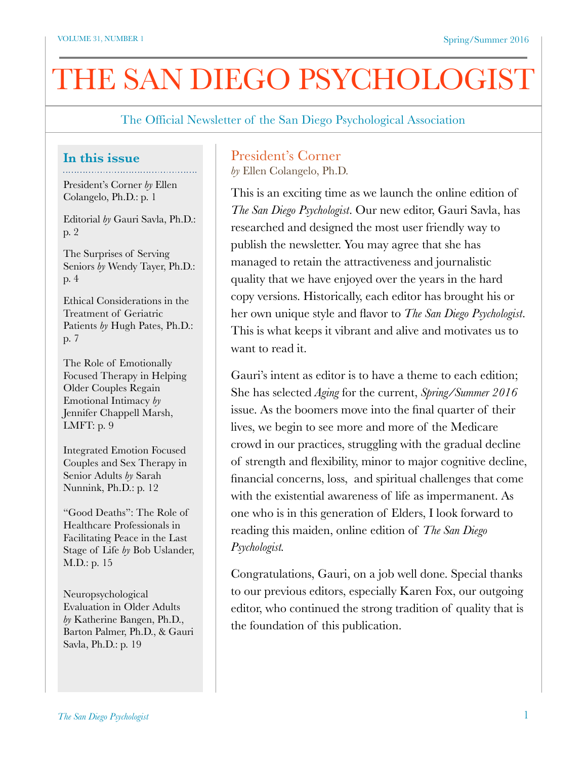# THE SAN DIEGO PSYCHOLOGIST

The Official Newsletter of the San Diego Psychological Association

## In this issue

President's Corner *by* Ellen Colangelo, Ph.D.: p. 1

Editorial *by* Gauri Savla, Ph.D.: p. 2

The Surprises of Serving Seniors *by* Wendy Tayer, Ph.D.: p. 4

Ethical Considerations in the Treatment of Geriatric Patients *by* Hugh Pates, Ph.D.: p. 7

The Role of Emotionally Focused Therapy in Helping Older Couples Regain Emotional Intimacy *by* Jennifer Chappell Marsh, LMFT: p. 9

Integrated Emotion Focused Couples and Sex Therapy in Senior Adults *by* Sarah Nunnink, Ph.D.: p. 12

"Good Deaths": The Role of Healthcare Professionals in Facilitating Peace in the Last Stage of Life *by* Bob Uslander, M.D.: p. 15

Neuropsychological Evaluation in Older Adults *by* Katherine Bangen, Ph.D., Barton Palmer, Ph.D., & Gauri Savla, Ph.D.: p. 19

## President's Corner

*by* Ellen Colangelo, Ph.D.

This is an exciting time as we launch the online edition of *The San Diego Psychologist*. Our new editor, Gauri Savla, has researched and designed the most user friendly way to publish the newsletter. You may agree that she has managed to retain the attractiveness and journalistic quality that we have enjoyed over the years in the hard copy versions. Historically, each editor has brought his or her own unique style and flavor to *The San Diego Psychologist*. This is what keeps it vibrant and alive and motivates us to want to read it.

Gauri's intent as editor is to have a theme to each edition; She has selected *Aging* for the current, *Spring/Summer 2016* issue. As the boomers move into the final quarter of their lives, we begin to see more and more of the Medicare crowd in our practices, struggling with the gradual decline of strength and flexibility, minor to major cognitive decline, financial concerns, loss, and spiritual challenges that come with the existential awareness of life as impermanent. As one who is in this generation of Elders, I look forward to reading this maiden, online edition of *The San Diego Psychologist.*

Congratulations, Gauri, on a job well done. Special thanks to our previous editors, especially Karen Fox, our outgoing editor, who continued the strong tradition of quality that is the foundation of this publication.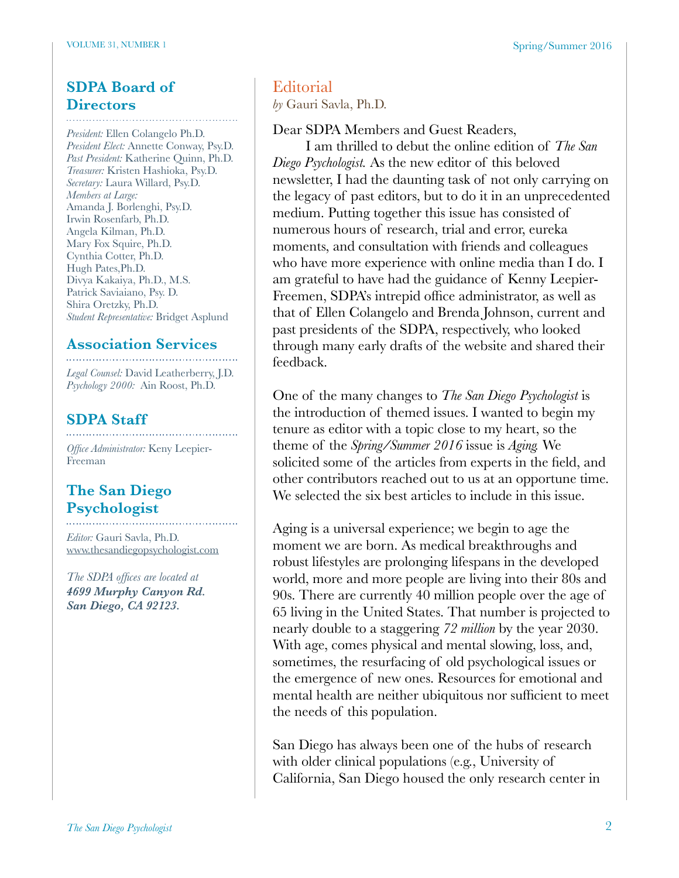## SDPA Board of Directors

*President:* Ellen Colangelo Ph.D.
*President Elect:* Annette Conway, Psy.D.
*Past President:* Katherine Quinn, Ph.D.
*Treasurer:* Kristen Hashioka, Psy.D.
*Secretary:* Laura Willard, Psy.D.
*Members at Large:*
Amanda J. Borlenghi, Psy.D.
Irwin Rosenfarb, Ph.D.
Angela Kilman, Ph.D.
Mary Fox Squire, Ph.D.
Cynthia Cotter, Ph.D.
Hugh Pates,Ph.D.
Divya Kakaiya, Ph.D., M.S.
Patrick Saviaiano, Psy. D.
Shira Oretzky, Ph.D.
*Student Representative:* Bridget Asplund

## Association Services

*Legal Counsel:* David Leatherberry, J.D.
*Psychology 2000:* Ain Roost, Ph.D.

## SDPA Staff

*Office Administrator:* Keny Leepier-Freeman

## The San Diego Psychologist

*Editor:* Gauri Savla, Ph.D.
www.thesandiegopsychologist.com

*The SDPA offices are located at*
***4699 Murphy Canyon Rd. San Diego, CA 92123.***

## Editorial

*by* Gauri Savla, Ph.D.

Dear SDPA Members and Guest Readers,

I am thrilled to debut the online edition of *The San Diego Psychologist.* As the new editor of this beloved newsletter, I had the daunting task of not only carrying on the legacy of past editors, but to do it in an unprecedented medium. Putting together this issue has consisted of numerous hours of research, trial and error, eureka moments, and consultation with friends and colleagues who have more experience with online media than I do. I am grateful to have had the guidance of Kenny Leepier-Freemen, SDPA's intrepid office administrator, as well as that of Ellen Colangelo and Brenda Johnson, current and past presidents of the SDPA, respectively, who looked through many early drafts of the website and shared their feedback.

One of the many changes to *The San Diego Psychologist* is the introduction of themed issues. I wanted to begin my tenure as editor with a topic close to my heart, so the theme of the *Spring/Summer 2016* issue is *Aging.* We solicited some of the articles from experts in the field, and other contributors reached out to us at an opportune time. We selected the six best articles to include in this issue.

Aging is a universal experience; we begin to age the moment we are born. As medical breakthroughs and robust lifestyles are prolonging lifespans in the developed world, more and more people are living into their 80s and 90s. There are currently 40 million people over the age of 65 living in the United States. That number is projected to nearly double to a staggering *72 million* by the year 2030. With age, comes physical and mental slowing, loss, and, sometimes, the resurfacing of old psychological issues or the emergence of new ones. Resources for emotional and mental health are neither ubiquitous nor sufficient to meet the needs of this population.

San Diego has always been one of the hubs of research with older clinical populations (e.g., University of California, San Diego housed the only research center in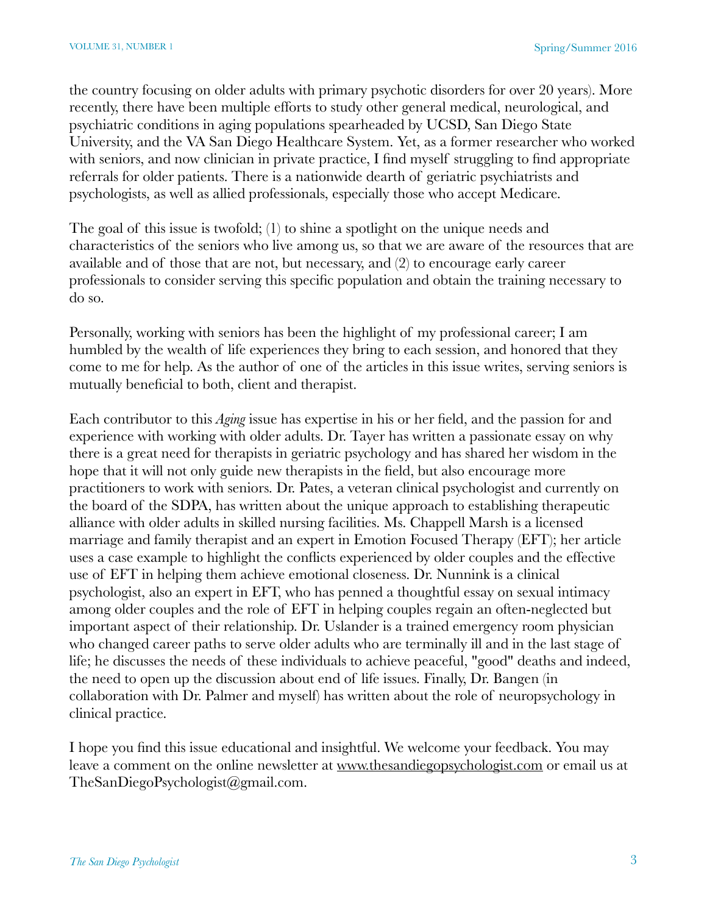the country focusing on older adults with primary psychotic disorders for over 20 years). More recently, there have been multiple efforts to study other general medical, neurological, and psychiatric conditions in aging populations spearheaded by UCSD, San Diego State University, and the VA San Diego Healthcare System. Yet, as a former researcher who worked with seniors, and now clinician in private practice, I find myself struggling to find appropriate referrals for older patients. There is a nationwide dearth of geriatric psychiatrists and psychologists, as well as allied professionals, especially those who accept Medicare.

The goal of this issue is twofold; (1) to shine a spotlight on the unique needs and characteristics of the seniors who live among us, so that we are aware of the resources that are available and of those that are not, but necessary, and (2) to encourage early career professionals to consider serving this specific population and obtain the training necessary to do so.

Personally, working with seniors has been the highlight of my professional career; I am humbled by the wealth of life experiences they bring to each session, and honored that they come to me for help. As the author of one of the articles in this issue writes, serving seniors is mutually beneficial to both, client and therapist.

Each contributor to this *Aging* issue has expertise in his or her field, and the passion for and experience with working with older adults. Dr. Tayer has written a passionate essay on why there is a great need for therapists in geriatric psychology and has shared her wisdom in the hope that it will not only guide new therapists in the field, but also encourage more practitioners to work with seniors. Dr. Pates, a veteran clinical psychologist and currently on the board of the SDPA, has written about the unique approach to establishing therapeutic alliance with older adults in skilled nursing facilities. Ms. Chappell Marsh is a licensed marriage and family therapist and an expert in Emotion Focused Therapy (EFT); her article uses a case example to highlight the conflicts experienced by older couples and the effective use of EFT in helping them achieve emotional closeness. Dr. Nunnink is a clinical psychologist, also an expert in EFT, who has penned a thoughtful essay on sexual intimacy among older couples and the role of EFT in helping couples regain an often-neglected but important aspect of their relationship. Dr. Uslander is a trained emergency room physician who changed career paths to serve older adults who are terminally ill and in the last stage of life; he discusses the needs of these individuals to achieve peaceful, "good" deaths and indeed, the need to open up the discussion about end of life issues. Finally, Dr. Bangen (in collaboration with Dr. Palmer and myself) has written about the role of neuropsychology in clinical practice.

I hope you find this issue educational and insightful. We welcome your feedback. You may leave a comment on the online newsletter at www.thesandiegopsychologist.com or email us at TheSanDiegoPsychologist@gmail.com.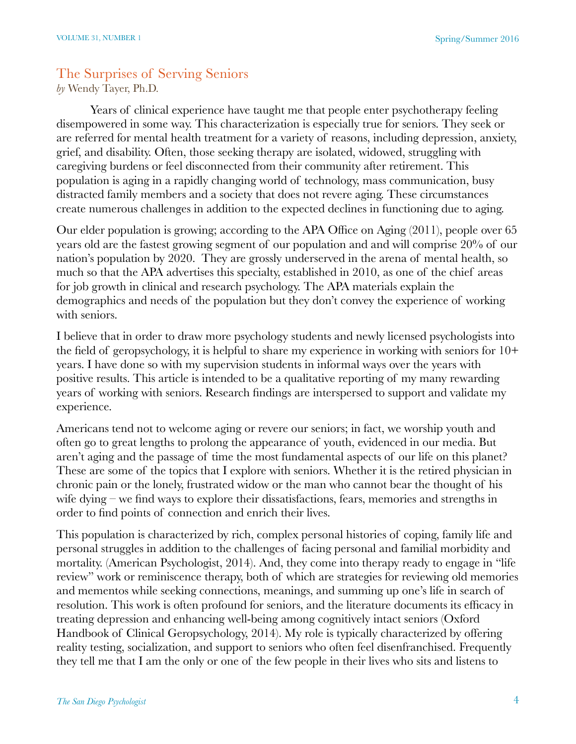## The Surprises of Serving Seniors

*by* Wendy Tayer, Ph.D.

Years of clinical experience have taught me that people enter psychotherapy feeling disempowered in some way. This characterization is especially true for seniors. They seek or are referred for mental health treatment for a variety of reasons, including depression, anxiety, grief, and disability. Often, those seeking therapy are isolated, widowed, struggling with caregiving burdens or feel disconnected from their community after retirement. This population is aging in a rapidly changing world of technology, mass communication, busy distracted family members and a society that does not revere aging. These circumstances create numerous challenges in addition to the expected declines in functioning due to aging.

Our elder population is growing; according to the APA Office on Aging (2011), people over 65 years old are the fastest growing segment of our population and and will comprise 20% of our nation's population by 2020. They are grossly underserved in the arena of mental health, so much so that the APA advertises this specialty, established in 2010, as one of the chief areas for job growth in clinical and research psychology. The APA materials explain the demographics and needs of the population but they don't convey the experience of working with seniors.

I believe that in order to draw more psychology students and newly licensed psychologists into the field of geropsychology, it is helpful to share my experience in working with seniors for 10+ years. I have done so with my supervision students in informal ways over the years with positive results. This article is intended to be a qualitative reporting of my many rewarding years of working with seniors. Research findings are interspersed to support and validate my experience.

Americans tend not to welcome aging or revere our seniors; in fact, we worship youth and often go to great lengths to prolong the appearance of youth, evidenced in our media. But aren't aging and the passage of time the most fundamental aspects of our life on this planet? These are some of the topics that I explore with seniors. Whether it is the retired physician in chronic pain or the lonely, frustrated widow or the man who cannot bear the thought of his wife dying – we find ways to explore their dissatisfactions, fears, memories and strengths in order to find points of connection and enrich their lives.

This population is characterized by rich, complex personal histories of coping, family life and personal struggles in addition to the challenges of facing personal and familial morbidity and mortality. (American Psychologist, 2014). And, they come into therapy ready to engage in "life review" work or reminiscence therapy, both of which are strategies for reviewing old memories and mementos while seeking connections, meanings, and summing up one's life in search of resolution. This work is often profound for seniors, and the literature documents its efficacy in treating depression and enhancing well-being among cognitively intact seniors (Oxford Handbook of Clinical Geropsychology, 2014). My role is typically characterized by offering reality testing, socialization, and support to seniors who often feel disenfranchised. Frequently they tell me that I am the only or one of the few people in their lives who sits and listens to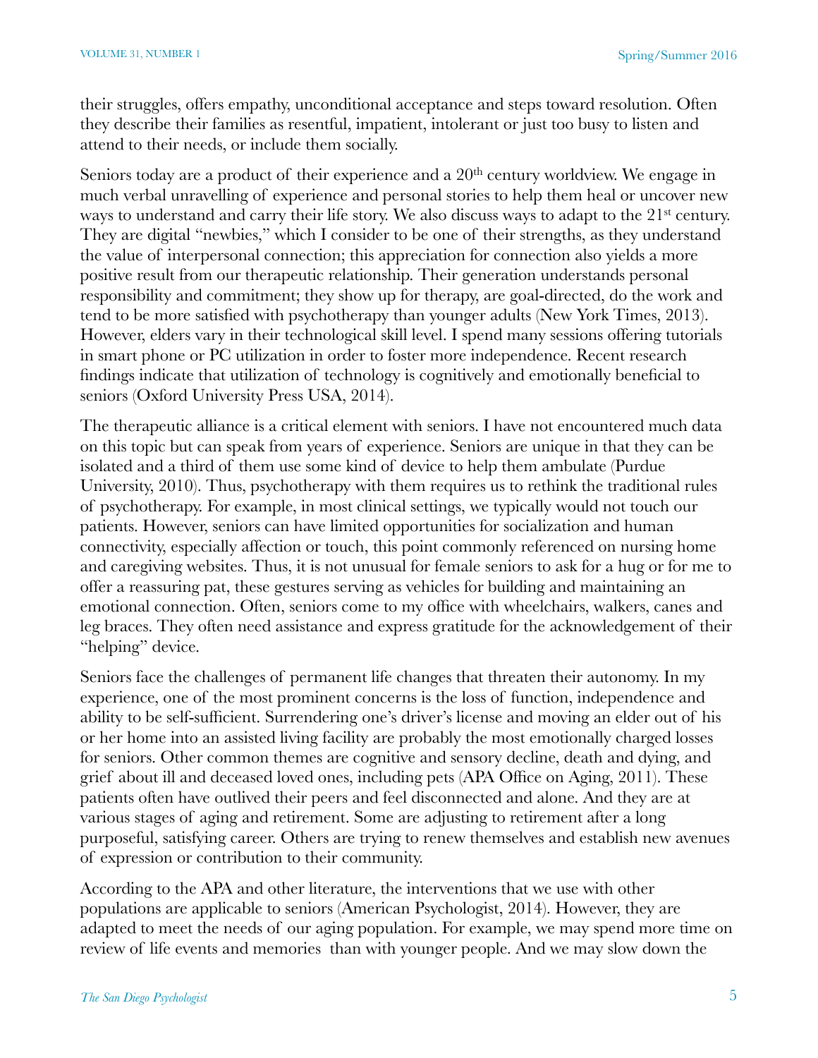their struggles, offers empathy, unconditional acceptance and steps toward resolution. Often they describe their families as resentful, impatient, intolerant or just too busy to listen and attend to their needs, or include them socially.

Seniors today are a product of their experience and a 20th century worldview. We engage in much verbal unravelling of experience and personal stories to help them heal or uncover new ways to understand and carry their life story. We also discuss ways to adapt to the 21st century. They are digital "newbies," which I consider to be one of their strengths, as they understand the value of interpersonal connection; this appreciation for connection also yields a more positive result from our therapeutic relationship. Their generation understands personal responsibility and commitment; they show up for therapy, are goal-directed, do the work and tend to be more satisfied with psychotherapy than younger adults (New York Times, 2013). However, elders vary in their technological skill level. I spend many sessions offering tutorials in smart phone or PC utilization in order to foster more independence. Recent research findings indicate that utilization of technology is cognitively and emotionally beneficial to seniors (Oxford University Press USA, 2014).

The therapeutic alliance is a critical element with seniors. I have not encountered much data on this topic but can speak from years of experience. Seniors are unique in that they can be isolated and a third of them use some kind of device to help them ambulate (Purdue University, 2010). Thus, psychotherapy with them requires us to rethink the traditional rules of psychotherapy. For example, in most clinical settings, we typically would not touch our patients. However, seniors can have limited opportunities for socialization and human connectivity, especially affection or touch, this point commonly referenced on nursing home and caregiving websites. Thus, it is not unusual for female seniors to ask for a hug or for me to offer a reassuring pat, these gestures serving as vehicles for building and maintaining an emotional connection. Often, seniors come to my office with wheelchairs, walkers, canes and leg braces. They often need assistance and express gratitude for the acknowledgement of their "helping" device.

Seniors face the challenges of permanent life changes that threaten their autonomy. In my experience, one of the most prominent concerns is the loss of function, independence and ability to be self-sufficient. Surrendering one's driver's license and moving an elder out of his or her home into an assisted living facility are probably the most emotionally charged losses for seniors. Other common themes are cognitive and sensory decline, death and dying, and grief about ill and deceased loved ones, including pets (APA Office on Aging, 2011). These patients often have outlived their peers and feel disconnected and alone. And they are at various stages of aging and retirement. Some are adjusting to retirement after a long purposeful, satisfying career. Others are trying to renew themselves and establish new avenues of expression or contribution to their community.

According to the APA and other literature, the interventions that we use with other populations are applicable to seniors (American Psychologist, 2014). However, they are adapted to meet the needs of our aging population. For example, we may spend more time on review of life events and memories than with younger people. And we may slow down the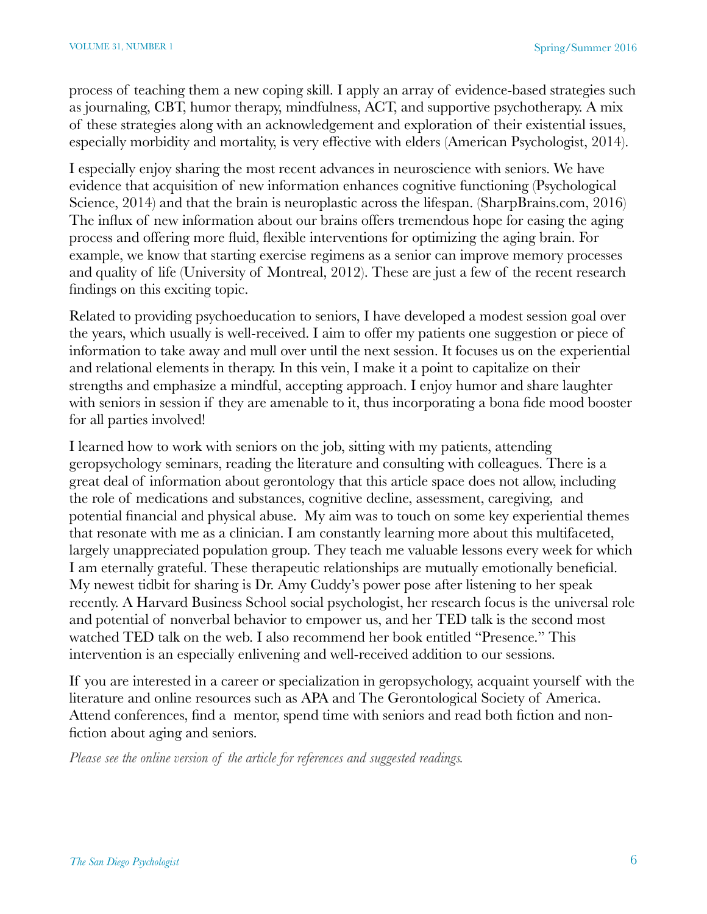process of teaching them a new coping skill. I apply an array of evidence-based strategies such as journaling, CBT, humor therapy, mindfulness, ACT, and supportive psychotherapy. A mix of these strategies along with an acknowledgement and exploration of their existential issues, especially morbidity and mortality, is very effective with elders (American Psychologist, 2014).

I especially enjoy sharing the most recent advances in neuroscience with seniors. We have evidence that acquisition of new information enhances cognitive functioning (Psychological Science, 2014) and that the brain is neuroplastic across the lifespan. (SharpBrains.com, 2016) The influx of new information about our brains offers tremendous hope for easing the aging process and offering more fluid, flexible interventions for optimizing the aging brain. For example, we know that starting exercise regimens as a senior can improve memory processes and quality of life (University of Montreal, 2012). These are just a few of the recent research findings on this exciting topic.

Related to providing psychoeducation to seniors, I have developed a modest session goal over the years, which usually is well-received. I aim to offer my patients one suggestion or piece of information to take away and mull over until the next session. It focuses us on the experiential and relational elements in therapy. In this vein, I make it a point to capitalize on their strengths and emphasize a mindful, accepting approach. I enjoy humor and share laughter with seniors in session if they are amenable to it, thus incorporating a bona fide mood booster for all parties involved!

I learned how to work with seniors on the job, sitting with my patients, attending geropsychology seminars, reading the literature and consulting with colleagues. There is a great deal of information about gerontology that this article space does not allow, including the role of medications and substances, cognitive decline, assessment, caregiving, and potential financial and physical abuse. My aim was to touch on some key experiential themes that resonate with me as a clinician. I am constantly learning more about this multifaceted, largely unappreciated population group. They teach me valuable lessons every week for which I am eternally grateful. These therapeutic relationships are mutually emotionally beneficial. My newest tidbit for sharing is Dr. Amy Cuddy's power pose after listening to her speak recently. A Harvard Business School social psychologist, her research focus is the universal role and potential of nonverbal behavior to empower us, and her TED talk is the second most watched TED talk on the web. I also recommend her book entitled "Presence." This intervention is an especially enlivening and well-received addition to our sessions.

If you are interested in a career or specialization in geropsychology, acquaint yourself with the literature and online resources such as APA and The Gerontological Society of America. Attend conferences, find a mentor, spend time with seniors and read both fiction and non-fiction about aging and seniors.

*Please see the online version of the article for references and suggested readings.*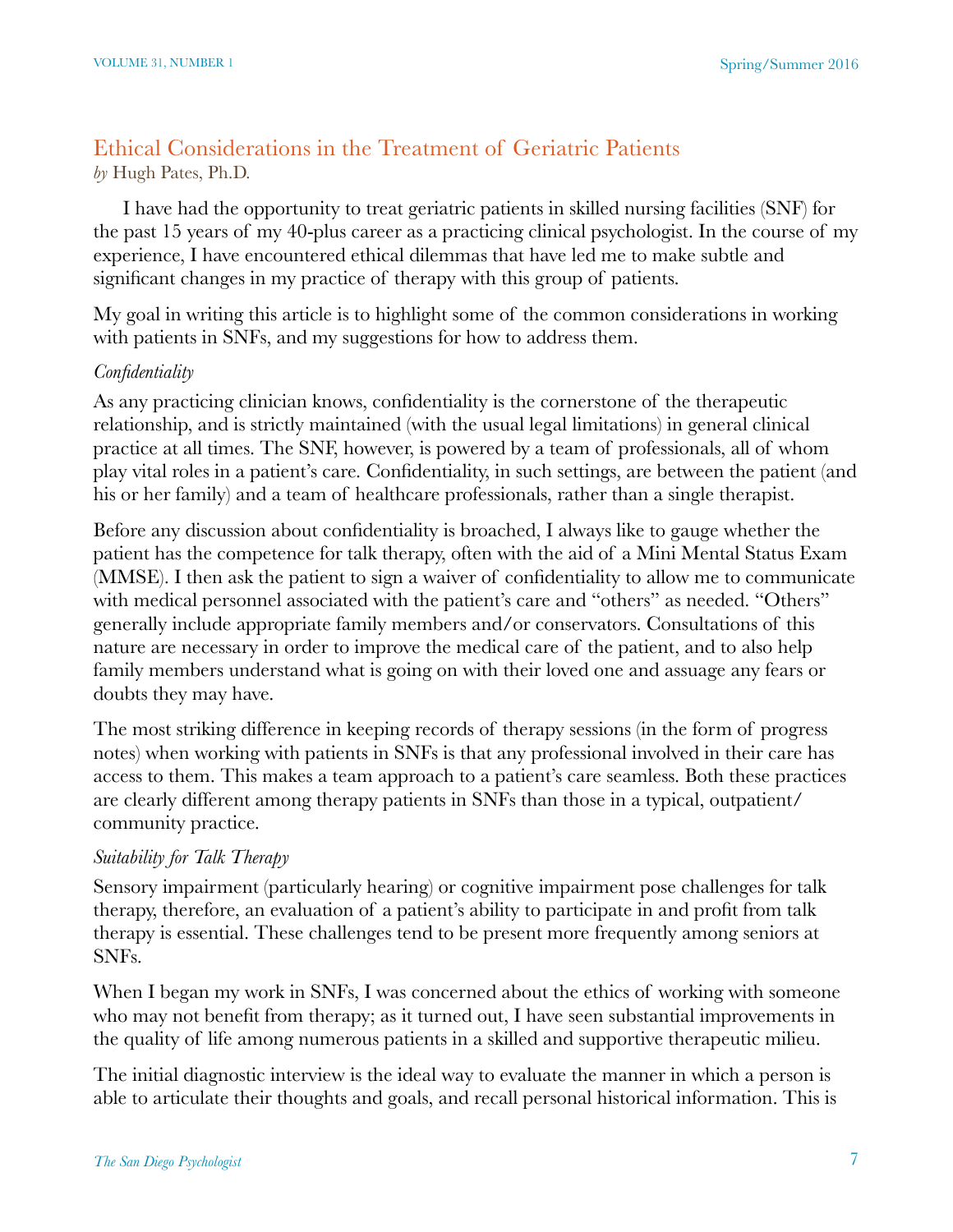## Ethical Considerations in the Treatment of Geriatric Patients

*by* Hugh Pates, Ph.D.

I have had the opportunity to treat geriatric patients in skilled nursing facilities (SNF) for the past 15 years of my 40-plus career as a practicing clinical psychologist. In the course of my experience, I have encountered ethical dilemmas that have led me to make subtle and significant changes in my practice of therapy with this group of patients.

My goal in writing this article is to highlight some of the common considerations in working with patients in SNFs, and my suggestions for how to address them.

*Confidentiality*

As any practicing clinician knows, confidentiality is the cornerstone of the therapeutic relationship, and is strictly maintained (with the usual legal limitations) in general clinical practice at all times. The SNF, however, is powered by a team of professionals, all of whom play vital roles in a patient's care. Confidentiality, in such settings, are between the patient (and his or her family) and a team of healthcare professionals, rather than a single therapist.

Before any discussion about confidentiality is broached, I always like to gauge whether the patient has the competence for talk therapy, often with the aid of a Mini Mental Status Exam (MMSE). I then ask the patient to sign a waiver of confidentiality to allow me to communicate with medical personnel associated with the patient's care and "others" as needed. "Others" generally include appropriate family members and/or conservators. Consultations of this nature are necessary in order to improve the medical care of the patient, and to also help family members understand what is going on with their loved one and assuage any fears or doubts they may have.

The most striking difference in keeping records of therapy sessions (in the form of progress notes) when working with patients in SNFs is that any professional involved in their care has access to them. This makes a team approach to a patient's care seamless. Both these practices are clearly different among therapy patients in SNFs than those in a typical, outpatient/community practice.

*Suitability for Talk Therapy*

Sensory impairment (particularly hearing) or cognitive impairment pose challenges for talk therapy, therefore, an evaluation of a patient's ability to participate in and profit from talk therapy is essential. These challenges tend to be present more frequently among seniors at SNFs.

When I began my work in SNFs, I was concerned about the ethics of working with someone who may not benefit from therapy; as it turned out, I have seen substantial improvements in the quality of life among numerous patients in a skilled and supportive therapeutic milieu.

The initial diagnostic interview is the ideal way to evaluate the manner in which a person is able to articulate their thoughts and goals, and recall personal historical information. This is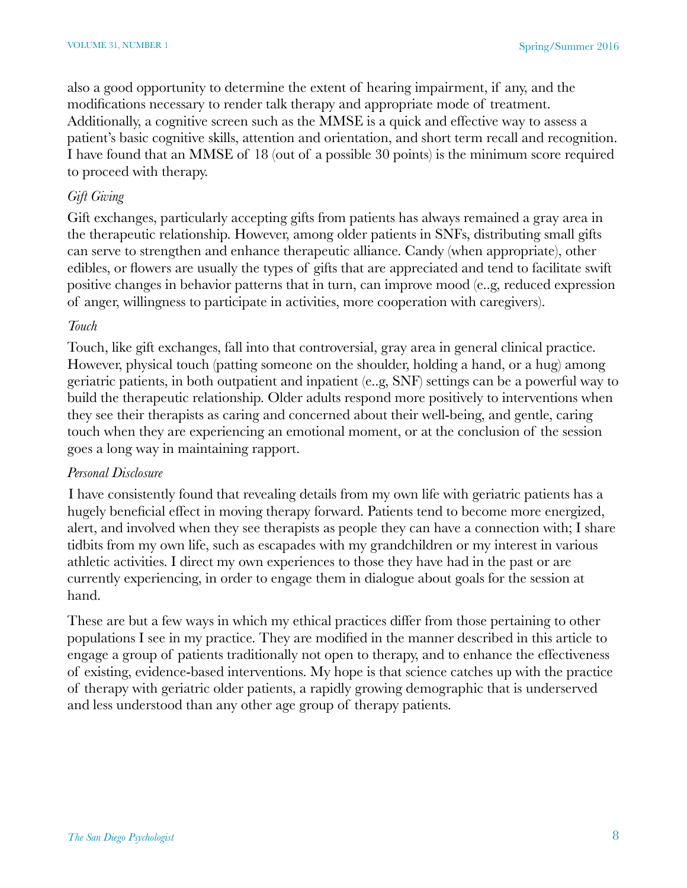also a good opportunity to determine the extent of hearing impairment, if any, and the modifications necessary to render talk therapy and appropriate mode of treatment. Additionally, a cognitive screen such as the MMSE is a quick and effective way to assess a patient's basic cognitive skills, attention and orientation, and short term recall and recognition. I have found that an MMSE of 18 (out of a possible 30 points) is the minimum score required to proceed with therapy.

*Gift Giving*

Gift exchanges, particularly accepting gifts from patients has always remained a gray area in the therapeutic relationship. However, among older patients in SNFs, distributing small gifts can serve to strengthen and enhance therapeutic alliance. Candy (when appropriate), other edibles, or flowers are usually the types of gifts that are appreciated and tend to facilitate swift positive changes in behavior patterns that in turn, can improve mood (e..g, reduced expression of anger, willingness to participate in activities, more cooperation with caregivers).

*Touch*

Touch, like gift exchanges, fall into that controversial, gray area in general clinical practice. However, physical touch (patting someone on the shoulder, holding a hand, or a hug) among geriatric patients, in both outpatient and inpatient (e..g, SNF) settings can be a powerful way to build the therapeutic relationship. Older adults respond more positively to interventions when they see their therapists as caring and concerned about their well-being, and gentle, caring touch when they are experiencing an emotional moment, or at the conclusion of the session goes a long way in maintaining rapport.

*Personal Disclosure*

I have consistently found that revealing details from my own life with geriatric patients has a hugely beneficial effect in moving therapy forward. Patients tend to become more energized, alert, and involved when they see therapists as people they can have a connection with; I share tidbits from my own life, such as escapades with my grandchildren or my interest in various athletic activities. I direct my own experiences to those they have had in the past or are currently experiencing, in order to engage them in dialogue about goals for the session at hand.

These are but a few ways in which my ethical practices differ from those pertaining to other populations I see in my practice. They are modified in the manner described in this article to engage a group of patients traditionally not open to therapy, and to enhance the effectiveness of existing, evidence-based interventions. My hope is that science catches up with the practice of therapy with geriatric older patients, a rapidly growing demographic that is underserved and less understood than any other age group of therapy patients.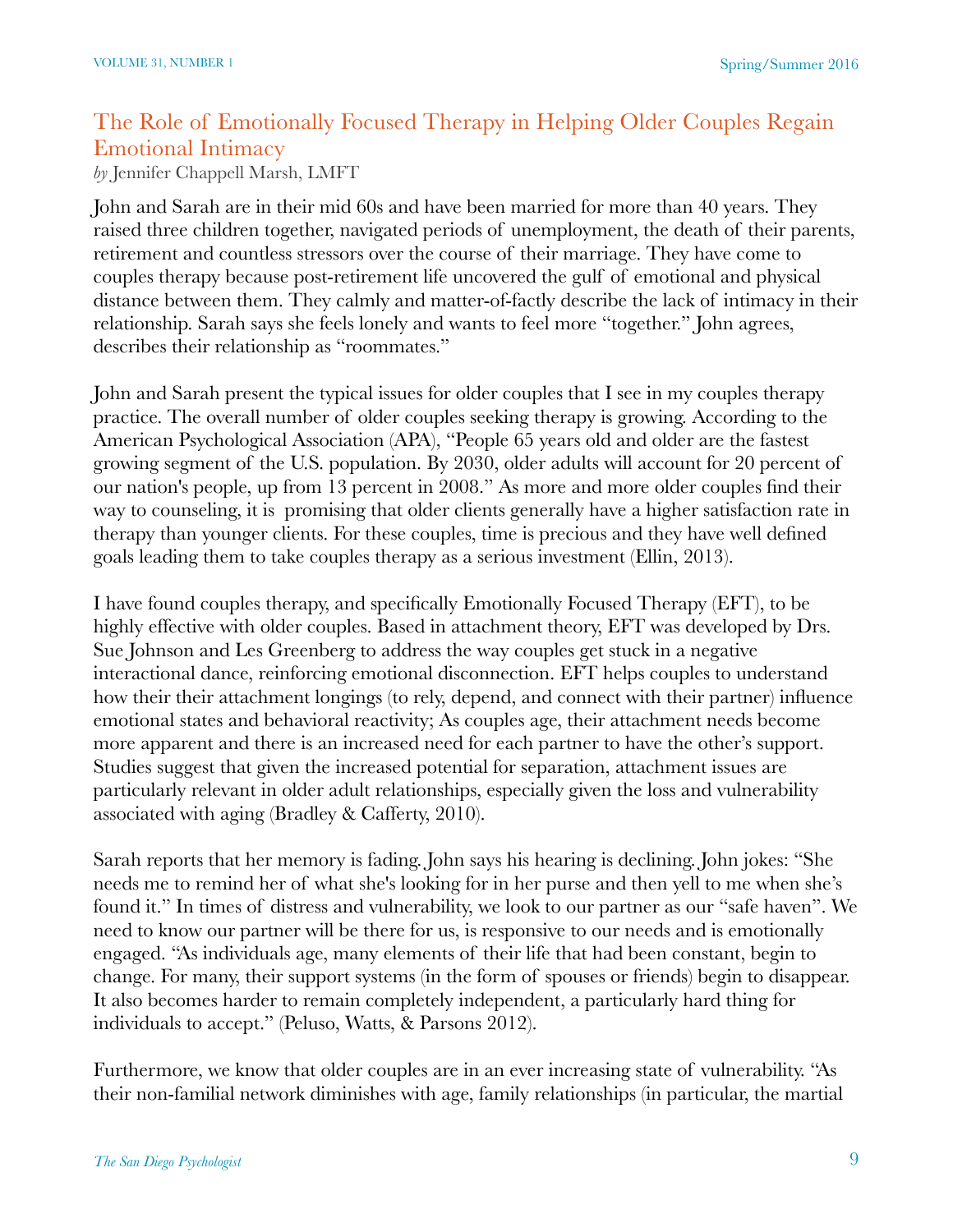## The Role of Emotionally Focused Therapy in Helping Older Couples Regain Emotional Intimacy

*by* Jennifer Chappell Marsh, LMFT

John and Sarah are in their mid 60s and have been married for more than 40 years. They raised three children together, navigated periods of unemployment, the death of their parents, retirement and countless stressors over the course of their marriage. They have come to couples therapy because post-retirement life uncovered the gulf of emotional and physical distance between them. They calmly and matter-of-factly describe the lack of intimacy in their relationship. Sarah says she feels lonely and wants to feel more "together." John agrees, describes their relationship as "roommates."

John and Sarah present the typical issues for older couples that I see in my couples therapy practice. The overall number of older couples seeking therapy is growing. According to the American Psychological Association (APA), "People 65 years old and older are the fastest growing segment of the U.S. population. By 2030, older adults will account for 20 percent of our nation's people, up from 13 percent in 2008." As more and more older couples find their way to counseling, it is promising that older clients generally have a higher satisfaction rate in therapy than younger clients. For these couples, time is precious and they have well defined goals leading them to take couples therapy as a serious investment (Ellin, 2013).

I have found couples therapy, and specifically Emotionally Focused Therapy (EFT), to be highly effective with older couples. Based in attachment theory, EFT was developed by Drs. Sue Johnson and Les Greenberg to address the way couples get stuck in a negative interactional dance, reinforcing emotional disconnection. EFT helps couples to understand how their their attachment longings (to rely, depend, and connect with their partner) influence emotional states and behavioral reactivity; As couples age, their attachment needs become more apparent and there is an increased need for each partner to have the other's support. Studies suggest that given the increased potential for separation, attachment issues are particularly relevant in older adult relationships, especially given the loss and vulnerability associated with aging (Bradley & Cafferty, 2010).

Sarah reports that her memory is fading. John says his hearing is declining. John jokes: "She needs me to remind her of what she's looking for in her purse and then yell to me when she's found it." In times of distress and vulnerability, we look to our partner as our "safe haven". We need to know our partner will be there for us, is responsive to our needs and is emotionally engaged. "As individuals age, many elements of their life that had been constant, begin to change. For many, their support systems (in the form of spouses or friends) begin to disappear. It also becomes harder to remain completely independent, a particularly hard thing for individuals to accept." (Peluso, Watts, & Parsons 2012).

Furthermore, we know that older couples are in an ever increasing state of vulnerability. "As their non-familial network diminishes with age, family relationships (in particular, the martial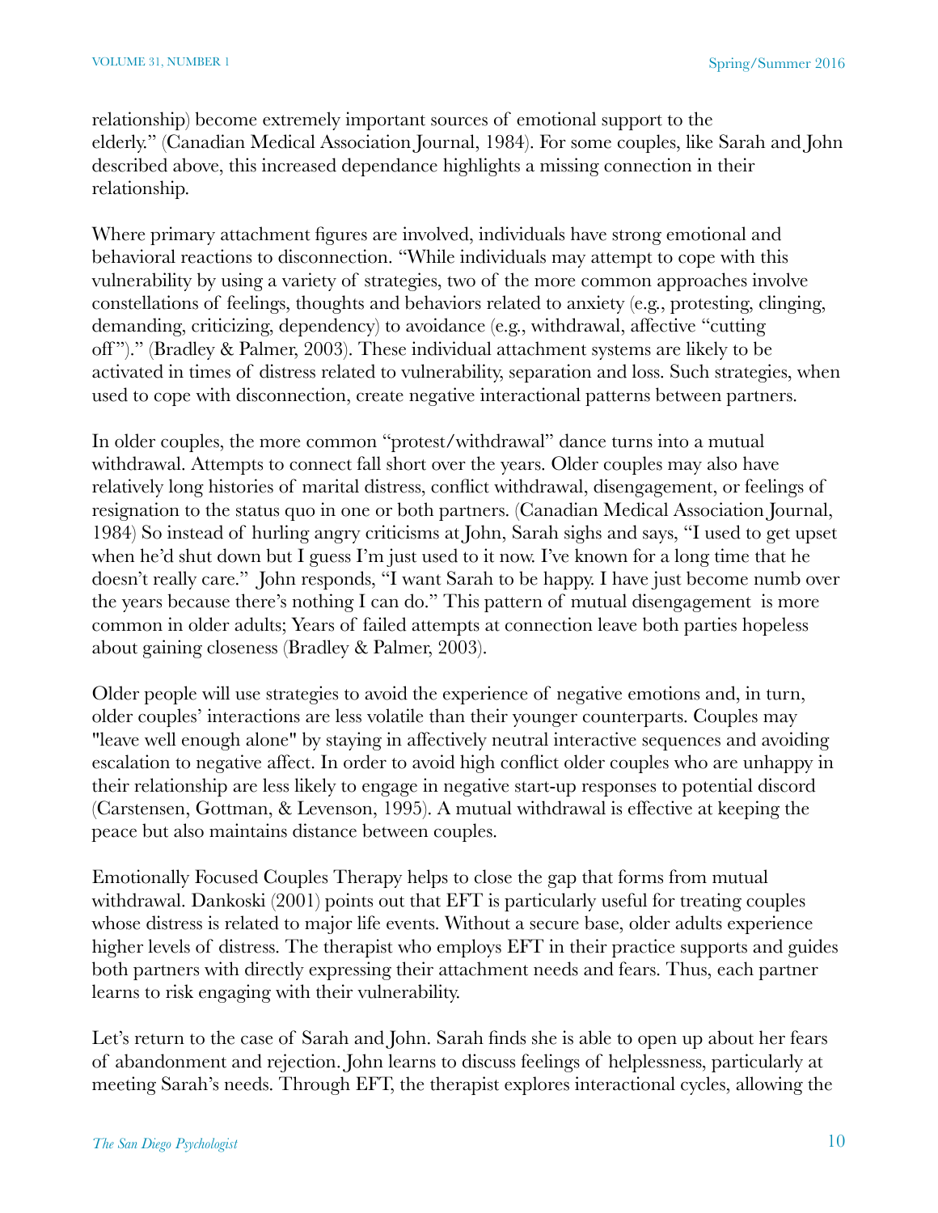relationship) become extremely important sources of emotional support to the elderly." (Canadian Medical Association Journal, 1984). For some couples, like Sarah and John described above, this increased dependance highlights a missing connection in their relationship.

Where primary attachment figures are involved, individuals have strong emotional and behavioral reactions to disconnection. "While individuals may attempt to cope with this vulnerability by using a variety of strategies, two of the more common approaches involve constellations of feelings, thoughts and behaviors related to anxiety (e.g., protesting, clinging, demanding, criticizing, dependency) to avoidance (e.g., withdrawal, affective "cutting off")." (Bradley & Palmer, 2003). These individual attachment systems are likely to be activated in times of distress related to vulnerability, separation and loss. Such strategies, when used to cope with disconnection, create negative interactional patterns between partners.

In older couples, the more common "protest/withdrawal" dance turns into a mutual withdrawal. Attempts to connect fall short over the years. Older couples may also have relatively long histories of marital distress, conflict withdrawal, disengagement, or feelings of resignation to the status quo in one or both partners. (Canadian Medical Association Journal, 1984) So instead of hurling angry criticisms at John, Sarah sighs and says, "I used to get upset when he'd shut down but I guess I'm just used to it now. I've known for a long time that he doesn't really care." John responds, "I want Sarah to be happy. I have just become numb over the years because there's nothing I can do." This pattern of mutual disengagement is more common in older adults; Years of failed attempts at connection leave both parties hopeless about gaining closeness (Bradley & Palmer, 2003).

Older people will use strategies to avoid the experience of negative emotions and, in turn, older couples' interactions are less volatile than their younger counterparts. Couples may "leave well enough alone" by staying in affectively neutral interactive sequences and avoiding escalation to negative affect. In order to avoid high conflict older couples who are unhappy in their relationship are less likely to engage in negative start-up responses to potential discord (Carstensen, Gottman, & Levenson, 1995). A mutual withdrawal is effective at keeping the peace but also maintains distance between couples.

Emotionally Focused Couples Therapy helps to close the gap that forms from mutual withdrawal. Dankoski (2001) points out that EFT is particularly useful for treating couples whose distress is related to major life events. Without a secure base, older adults experience higher levels of distress. The therapist who employs EFT in their practice supports and guides both partners with directly expressing their attachment needs and fears. Thus, each partner learns to risk engaging with their vulnerability.

Let's return to the case of Sarah and John. Sarah finds she is able to open up about her fears of abandonment and rejection. John learns to discuss feelings of helplessness, particularly at meeting Sarah's needs. Through EFT, the therapist explores interactional cycles, allowing the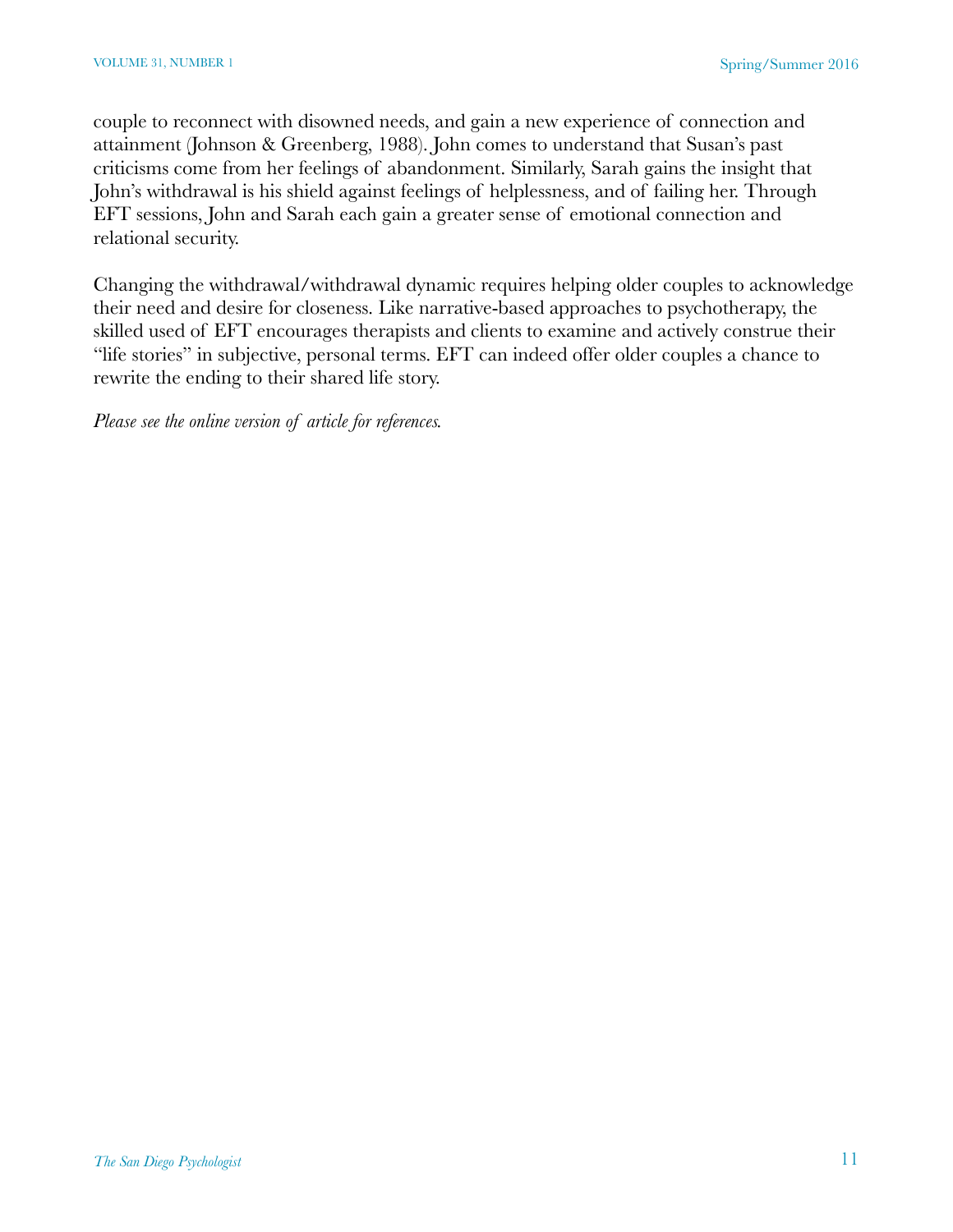couple to reconnect with disowned needs, and gain a new experience of connection and attainment (Johnson & Greenberg, 1988). John comes to understand that Susan's past criticisms come from her feelings of abandonment. Similarly, Sarah gains the insight that John's withdrawal is his shield against feelings of helplessness, and of failing her. Through EFT sessions, John and Sarah each gain a greater sense of emotional connection and relational security.

Changing the withdrawal/withdrawal dynamic requires helping older couples to acknowledge their need and desire for closeness. Like narrative-based approaches to psychotherapy, the skilled used of EFT encourages therapists and clients to examine and actively construe their "life stories" in subjective, personal terms. EFT can indeed offer older couples a chance to rewrite the ending to their shared life story.

*Please see the online version of article for references.*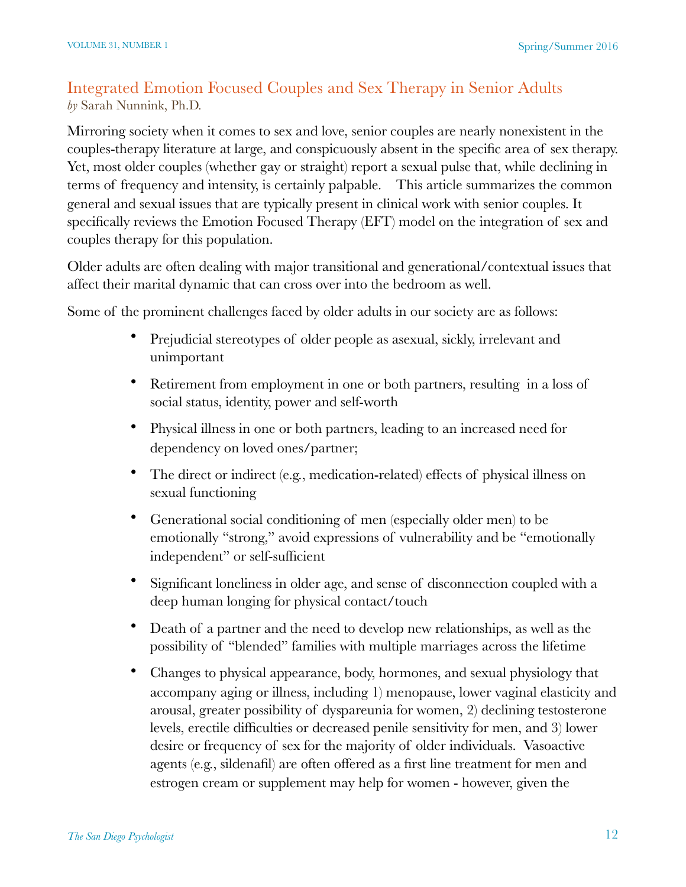## Integrated Emotion Focused Couples and Sex Therapy in Senior Adults

*by* Sarah Nunnink, Ph.D.

Mirroring society when it comes to sex and love, senior couples are nearly nonexistent in the couples-therapy literature at large, and conspicuously absent in the specific area of sex therapy. Yet, most older couples (whether gay or straight) report a sexual pulse that, while declining in terms of frequency and intensity, is certainly palpable. This article summarizes the common general and sexual issues that are typically present in clinical work with senior couples. It specifically reviews the Emotion Focused Therapy (EFT) model on the integration of sex and couples therapy for this population.

Older adults are often dealing with major transitional and generational/contextual issues that affect their marital dynamic that can cross over into the bedroom as well.

Some of the prominent challenges faced by older adults in our society are as follows:

- Prejudicial stereotypes of older people as asexual, sickly, irrelevant and unimportant
- Retirement from employment in one or both partners, resulting in a loss of social status, identity, power and self-worth
- Physical illness in one or both partners, leading to an increased need for dependency on loved ones/partner;
- The direct or indirect (e.g., medication-related) effects of physical illness on sexual functioning
- Generational social conditioning of men (especially older men) to be emotionally "strong," avoid expressions of vulnerability and be "emotionally independent" or self-sufficient
- Significant loneliness in older age, and sense of disconnection coupled with a deep human longing for physical contact/touch
- Death of a partner and the need to develop new relationships, as well as the possibility of "blended" families with multiple marriages across the lifetime
- Changes to physical appearance, body, hormones, and sexual physiology that accompany aging or illness, including 1) menopause, lower vaginal elasticity and arousal, greater possibility of dyspareunia for women, 2) declining testosterone levels, erectile difficulties or decreased penile sensitivity for men, and 3) lower desire or frequency of sex for the majority of older individuals. Vasoactive agents (e.g., sildenafil) are often offered as a first line treatment for men and estrogen cream or supplement may help for women - however, given the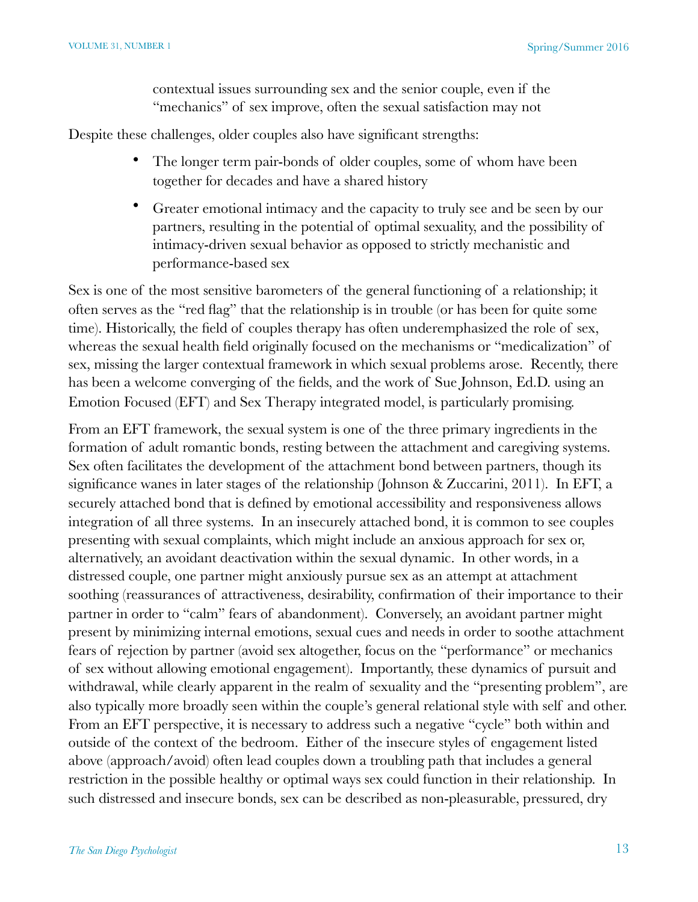contextual issues surrounding sex and the senior couple, even if the "mechanics" of sex improve, often the sexual satisfaction may not

Despite these challenges, older couples also have significant strengths:

- The longer term pair-bonds of older couples, some of whom have been together for decades and have a shared history
- Greater emotional intimacy and the capacity to truly see and be seen by our partners, resulting in the potential of optimal sexuality, and the possibility of intimacy-driven sexual behavior as opposed to strictly mechanistic and performance-based sex

Sex is one of the most sensitive barometers of the general functioning of a relationship; it often serves as the "red flag" that the relationship is in trouble (or has been for quite some time). Historically, the field of couples therapy has often underemphasized the role of sex, whereas the sexual health field originally focused on the mechanisms or "medicalization" of sex, missing the larger contextual framework in which sexual problems arose. Recently, there has been a welcome converging of the fields, and the work of Sue Johnson, Ed.D. using an Emotion Focused (EFT) and Sex Therapy integrated model, is particularly promising.

From an EFT framework, the sexual system is one of the three primary ingredients in the formation of adult romantic bonds, resting between the attachment and caregiving systems. Sex often facilitates the development of the attachment bond between partners, though its significance wanes in later stages of the relationship (Johnson & Zuccarini, 2011). In EFT, a securely attached bond that is defined by emotional accessibility and responsiveness allows integration of all three systems. In an insecurely attached bond, it is common to see couples presenting with sexual complaints, which might include an anxious approach for sex or, alternatively, an avoidant deactivation within the sexual dynamic. In other words, in a distressed couple, one partner might anxiously pursue sex as an attempt at attachment soothing (reassurances of attractiveness, desirability, confirmation of their importance to their partner in order to "calm" fears of abandonment). Conversely, an avoidant partner might present by minimizing internal emotions, sexual cues and needs in order to soothe attachment fears of rejection by partner (avoid sex altogether, focus on the "performance" or mechanics of sex without allowing emotional engagement). Importantly, these dynamics of pursuit and withdrawal, while clearly apparent in the realm of sexuality and the "presenting problem", are also typically more broadly seen within the couple's general relational style with self and other. From an EFT perspective, it is necessary to address such a negative "cycle" both within and outside of the context of the bedroom. Either of the insecure styles of engagement listed above (approach/avoid) often lead couples down a troubling path that includes a general restriction in the possible healthy or optimal ways sex could function in their relationship. In such distressed and insecure bonds, sex can be described as non-pleasurable, pressured, dry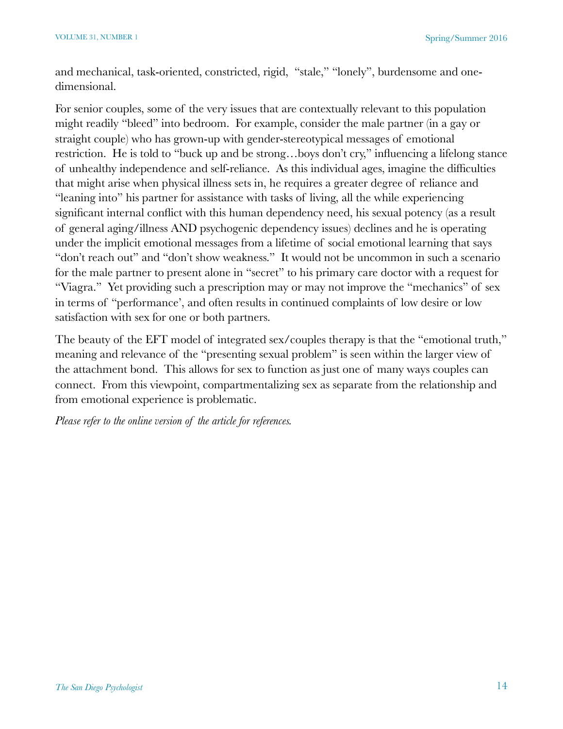and mechanical, task-oriented, constricted, rigid, "stale," "lonely", burdensome and one-dimensional.

For senior couples, some of the very issues that are contextually relevant to this population might readily "bleed" into bedroom. For example, consider the male partner (in a gay or straight couple) who has grown-up with gender-stereotypical messages of emotional restriction. He is told to "buck up and be strong…boys don't cry," influencing a lifelong stance of unhealthy independence and self-reliance. As this individual ages, imagine the difficulties that might arise when physical illness sets in, he requires a greater degree of reliance and "leaning into" his partner for assistance with tasks of living, all the while experiencing significant internal conflict with this human dependency need, his sexual potency (as a result of general aging/illness AND psychogenic dependency issues) declines and he is operating under the implicit emotional messages from a lifetime of social emotional learning that says "don't reach out" and "don't show weakness." It would not be uncommon in such a scenario for the male partner to present alone in "secret" to his primary care doctor with a request for "Viagra." Yet providing such a prescription may or may not improve the "mechanics" of sex in terms of "performance', and often results in continued complaints of low desire or low satisfaction with sex for one or both partners.

The beauty of the EFT model of integrated sex/couples therapy is that the "emotional truth," meaning and relevance of the "presenting sexual problem" is seen within the larger view of the attachment bond. This allows for sex to function as just one of many ways couples can connect. From this viewpoint, compartmentalizing sex as separate from the relationship and from emotional experience is problematic.

*Please refer to the online version of the article for references.*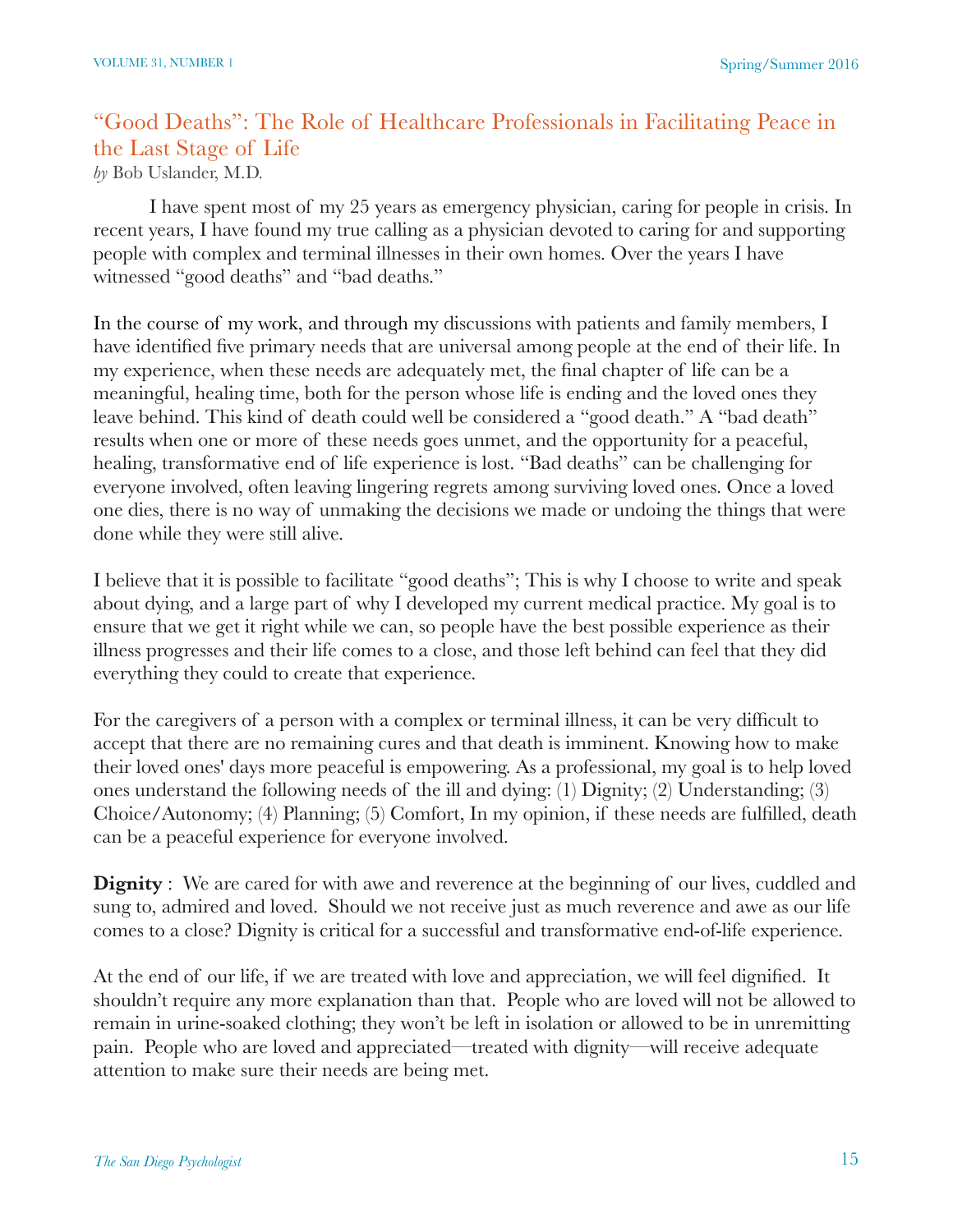## "Good Deaths": The Role of Healthcare Professionals in Facilitating Peace in the Last Stage of Life

*by* Bob Uslander, M.D.

I have spent most of my 25 years as emergency physician, caring for people in crisis. In recent years, I have found my true calling as a physician devoted to caring for and supporting people with complex and terminal illnesses in their own homes. Over the years I have witnessed "good deaths" and "bad deaths."

In the course of my work, and through my discussions with patients and family members, I have identified five primary needs that are universal among people at the end of their life. In my experience, when these needs are adequately met, the final chapter of life can be a meaningful, healing time, both for the person whose life is ending and the loved ones they leave behind. This kind of death could well be considered a "good death." A "bad death" results when one or more of these needs goes unmet, and the opportunity for a peaceful, healing, transformative end of life experience is lost. "Bad deaths" can be challenging for everyone involved, often leaving lingering regrets among surviving loved ones. Once a loved one dies, there is no way of unmaking the decisions we made or undoing the things that were done while they were still alive.

I believe that it is possible to facilitate "good deaths"; This is why I choose to write and speak about dying, and a large part of why I developed my current medical practice. My goal is to ensure that we get it right while we can, so people have the best possible experience as their illness progresses and their life comes to a close, and those left behind can feel that they did everything they could to create that experience.

For the caregivers of a person with a complex or terminal illness, it can be very difficult to accept that there are no remaining cures and that death is imminent. Knowing how to make their loved ones' days more peaceful is empowering. As a professional, my goal is to help loved ones understand the following needs of the ill and dying: (1) Dignity; (2) Understanding; (3) Choice/Autonomy; (4) Planning; (5) Comfort, In my opinion, if these needs are fulfilled, death can be a peaceful experience for everyone involved.

**Dignity** : We are cared for with awe and reverence at the beginning of our lives, cuddled and sung to, admired and loved. Should we not receive just as much reverence and awe as our life comes to a close? Dignity is critical for a successful and transformative end-of-life experience.

At the end of our life, if we are treated with love and appreciation, we will feel dignified. It shouldn't require any more explanation than that. People who are loved will not be allowed to remain in urine-soaked clothing; they won't be left in isolation or allowed to be in unremitting pain. People who are loved and appreciated—treated with dignity—will receive adequate attention to make sure their needs are being met.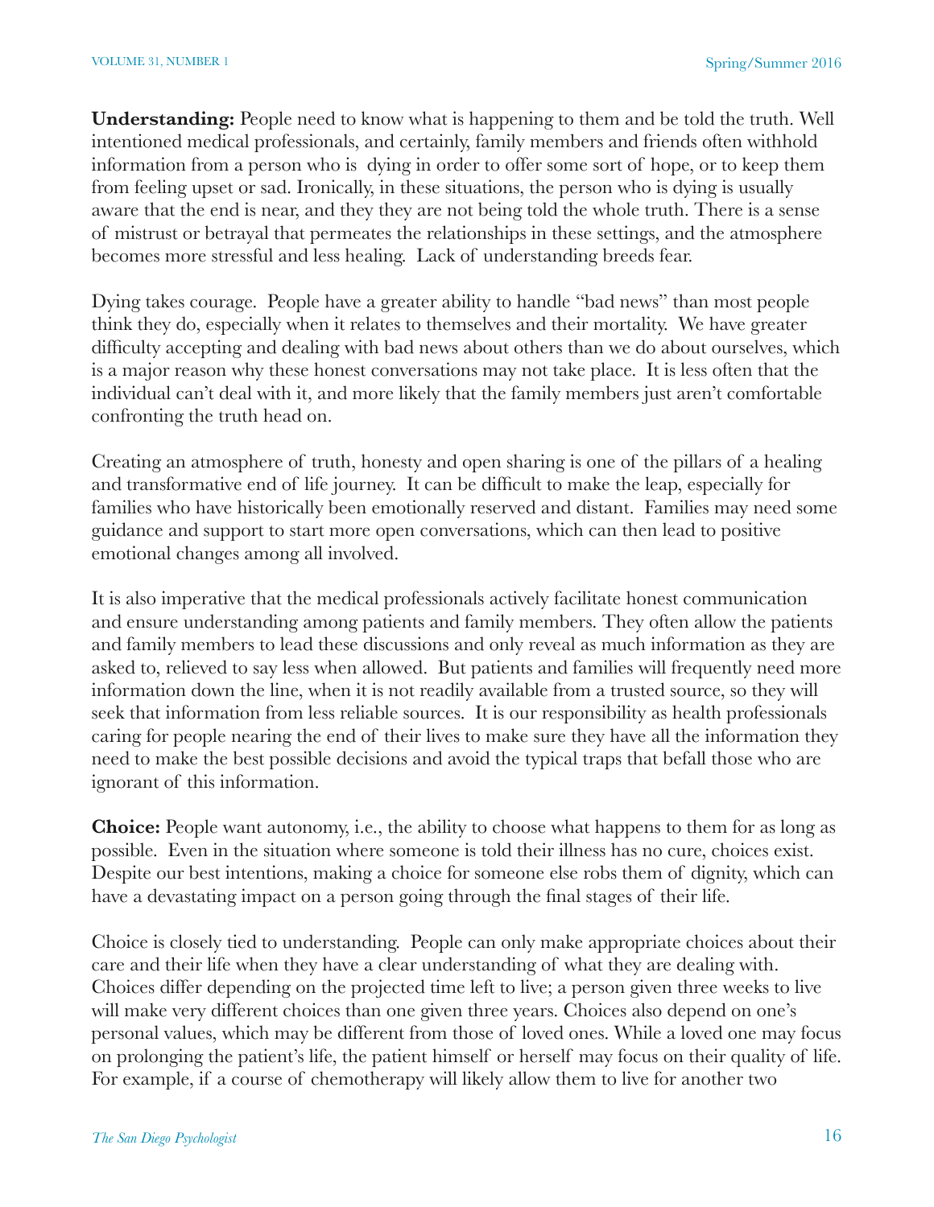**Understanding:** People need to know what is happening to them and be told the truth. Well intentioned medical professionals, and certainly, family members and friends often withhold information from a person who is dying in order to offer some sort of hope, or to keep them from feeling upset or sad. Ironically, in these situations, the person who is dying is usually aware that the end is near, and they they are not being told the whole truth. There is a sense of mistrust or betrayal that permeates the relationships in these settings, and the atmosphere becomes more stressful and less healing. Lack of understanding breeds fear.

Dying takes courage. People have a greater ability to handle "bad news" than most people think they do, especially when it relates to themselves and their mortality. We have greater difficulty accepting and dealing with bad news about others than we do about ourselves, which is a major reason why these honest conversations may not take place. It is less often that the individual can't deal with it, and more likely that the family members just aren't comfortable confronting the truth head on.

Creating an atmosphere of truth, honesty and open sharing is one of the pillars of a healing and transformative end of life journey. It can be difficult to make the leap, especially for families who have historically been emotionally reserved and distant. Families may need some guidance and support to start more open conversations, which can then lead to positive emotional changes among all involved.

It is also imperative that the medical professionals actively facilitate honest communication and ensure understanding among patients and family members. They often allow the patients and family members to lead these discussions and only reveal as much information as they are asked to, relieved to say less when allowed. But patients and families will frequently need more information down the line, when it is not readily available from a trusted source, so they will seek that information from less reliable sources. It is our responsibility as health professionals caring for people nearing the end of their lives to make sure they have all the information they need to make the best possible decisions and avoid the typical traps that befall those who are ignorant of this information.

**Choice:** People want autonomy, i.e., the ability to choose what happens to them for as long as possible. Even in the situation where someone is told their illness has no cure, choices exist. Despite our best intentions, making a choice for someone else robs them of dignity, which can have a devastating impact on a person going through the final stages of their life.

Choice is closely tied to understanding. People can only make appropriate choices about their care and their life when they have a clear understanding of what they are dealing with. Choices differ depending on the projected time left to live; a person given three weeks to live will make very different choices than one given three years. Choices also depend on one's personal values, which may be different from those of loved ones. While a loved one may focus on prolonging the patient's life, the patient himself or herself may focus on their quality of life. For example, if a course of chemotherapy will likely allow them to live for another two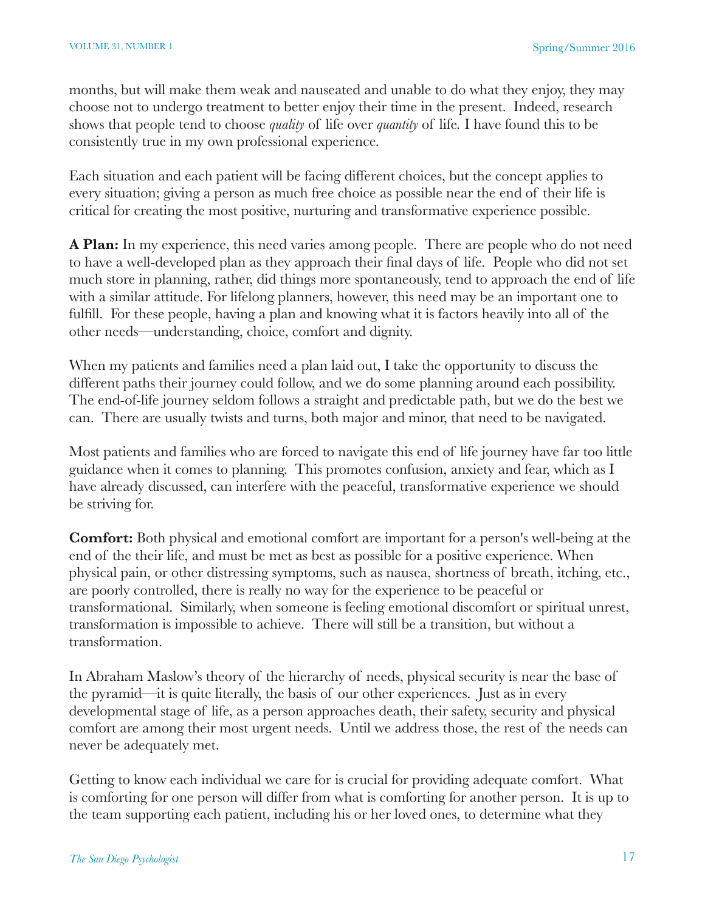months, but will make them weak and nauseated and unable to do what they enjoy, they may choose not to undergo treatment to better enjoy their time in the present. Indeed, research shows that people tend to choose *quality* of life over *quantity* of life. I have found this to be consistently true in my own professional experience.

Each situation and each patient will be facing different choices, but the concept applies to every situation; giving a person as much free choice as possible near the end of their life is critical for creating the most positive, nurturing and transformative experience possible.

**A Plan:** In my experience, this need varies among people. There are people who do not need to have a well-developed plan as they approach their final days of life. People who did not set much store in planning, rather, did things more spontaneously, tend to approach the end of life with a similar attitude. For lifelong planners, however, this need may be an important one to fulfill. For these people, having a plan and knowing what it is factors heavily into all of the other needs—understanding, choice, comfort and dignity.

When my patients and families need a plan laid out, I take the opportunity to discuss the different paths their journey could follow, and we do some planning around each possibility. The end-of-life journey seldom follows a straight and predictable path, but we do the best we can. There are usually twists and turns, both major and minor, that need to be navigated.

Most patients and families who are forced to navigate this end of life journey have far too little guidance when it comes to planning. This promotes confusion, anxiety and fear, which as I have already discussed, can interfere with the peaceful, transformative experience we should be striving for.

**Comfort:** Both physical and emotional comfort are important for a person's well-being at the end of the their life, and must be met as best as possible for a positive experience. When physical pain, or other distressing symptoms, such as nausea, shortness of breath, itching, etc., are poorly controlled, there is really no way for the experience to be peaceful or transformational. Similarly, when someone is feeling emotional discomfort or spiritual unrest, transformation is impossible to achieve. There will still be a transition, but without a transformation.

In Abraham Maslow's theory of the hierarchy of needs, physical security is near the base of the pyramid—it is quite literally, the basis of our other experiences. Just as in every developmental stage of life, as a person approaches death, their safety, security and physical comfort are among their most urgent needs. Until we address those, the rest of the needs can never be adequately met.

Getting to know each individual we care for is crucial for providing adequate comfort. What is comforting for one person will differ from what is comforting for another person. It is up to the team supporting each patient, including his or her loved ones, to determine what they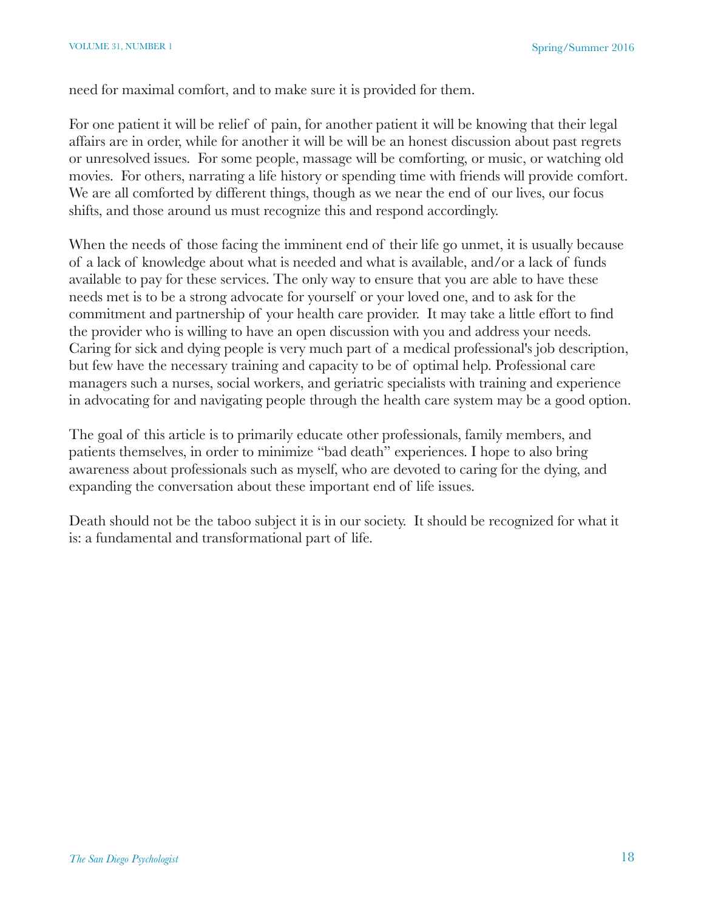need for maximal comfort, and to make sure it is provided for them.

For one patient it will be relief of pain, for another patient it will be knowing that their legal affairs are in order, while for another it will be will be an honest discussion about past regrets or unresolved issues. For some people, massage will be comforting, or music, or watching old movies. For others, narrating a life history or spending time with friends will provide comfort. We are all comforted by different things, though as we near the end of our lives, our focus shifts, and those around us must recognize this and respond accordingly.

When the needs of those facing the imminent end of their life go unmet, it is usually because of a lack of knowledge about what is needed and what is available, and/or a lack of funds available to pay for these services. The only way to ensure that you are able to have these needs met is to be a strong advocate for yourself or your loved one, and to ask for the commitment and partnership of your health care provider. It may take a little effort to find the provider who is willing to have an open discussion with you and address your needs. Caring for sick and dying people is very much part of a medical professional's job description, but few have the necessary training and capacity to be of optimal help. Professional care managers such a nurses, social workers, and geriatric specialists with training and experience in advocating for and navigating people through the health care system may be a good option.

The goal of this article is to primarily educate other professionals, family members, and patients themselves, in order to minimize "bad death" experiences. I hope to also bring awareness about professionals such as myself, who are devoted to caring for the dying, and expanding the conversation about these important end of life issues.

Death should not be the taboo subject it is in our society. It should be recognized for what it is: a fundamental and transformational part of life.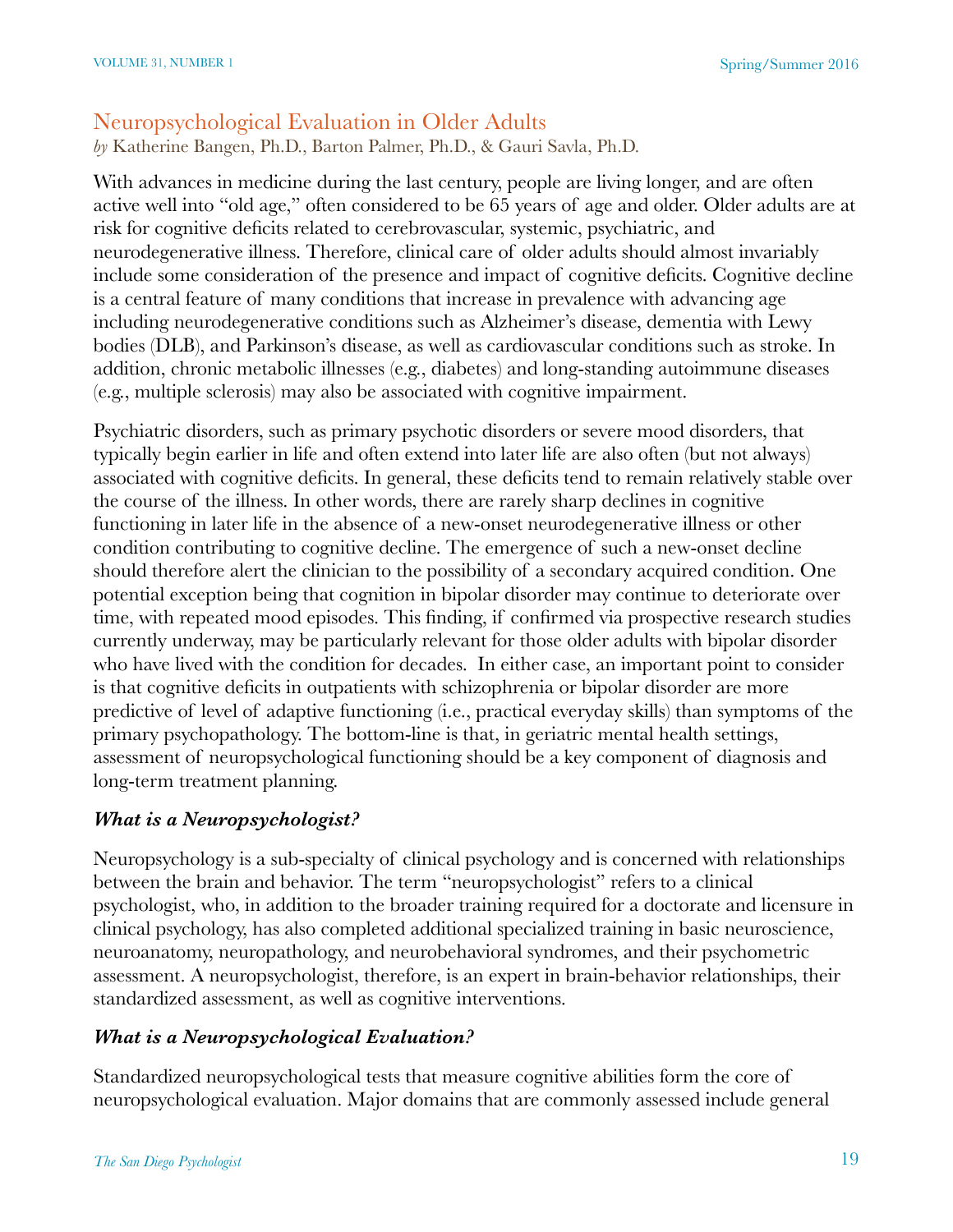## Neuropsychological Evaluation in Older Adults

*by* Katherine Bangen, Ph.D., Barton Palmer, Ph.D., & Gauri Savla, Ph.D.

With advances in medicine during the last century, people are living longer, and are often active well into "old age," often considered to be 65 years of age and older. Older adults are at risk for cognitive deficits related to cerebrovascular, systemic, psychiatric, and neurodegenerative illness. Therefore, clinical care of older adults should almost invariably include some consideration of the presence and impact of cognitive deficits. Cognitive decline is a central feature of many conditions that increase in prevalence with advancing age including neurodegenerative conditions such as Alzheimer's disease, dementia with Lewy bodies (DLB), and Parkinson's disease, as well as cardiovascular conditions such as stroke. In addition, chronic metabolic illnesses (e.g., diabetes) and long-standing autoimmune diseases (e.g., multiple sclerosis) may also be associated with cognitive impairment.

Psychiatric disorders, such as primary psychotic disorders or severe mood disorders, that typically begin earlier in life and often extend into later life are also often (but not always) associated with cognitive deficits. In general, these deficits tend to remain relatively stable over the course of the illness. In other words, there are rarely sharp declines in cognitive functioning in later life in the absence of a new-onset neurodegenerative illness or other condition contributing to cognitive decline. The emergence of such a new-onset decline should therefore alert the clinician to the possibility of a secondary acquired condition. One potential exception being that cognition in bipolar disorder may continue to deteriorate over time, with repeated mood episodes. This finding, if confirmed via prospective research studies currently underway, may be particularly relevant for those older adults with bipolar disorder who have lived with the condition for decades. In either case, an important point to consider is that cognitive deficits in outpatients with schizophrenia or bipolar disorder are more predictive of level of adaptive functioning (i.e., practical everyday skills) than symptoms of the primary psychopathology. The bottom-line is that, in geriatric mental health settings, assessment of neuropsychological functioning should be a key component of diagnosis and long-term treatment planning.

### *What is a Neuropsychologist?*

Neuropsychology is a sub-specialty of clinical psychology and is concerned with relationships between the brain and behavior. The term "neuropsychologist" refers to a clinical psychologist, who, in addition to the broader training required for a doctorate and licensure in clinical psychology, has also completed additional specialized training in basic neuroscience, neuroanatomy, neuropathology, and neurobehavioral syndromes, and their psychometric assessment. A neuropsychologist, therefore, is an expert in brain-behavior relationships, their standardized assessment, as well as cognitive interventions.

### *What is a Neuropsychological Evaluation?*

Standardized neuropsychological tests that measure cognitive abilities form the core of neuropsychological evaluation. Major domains that are commonly assessed include general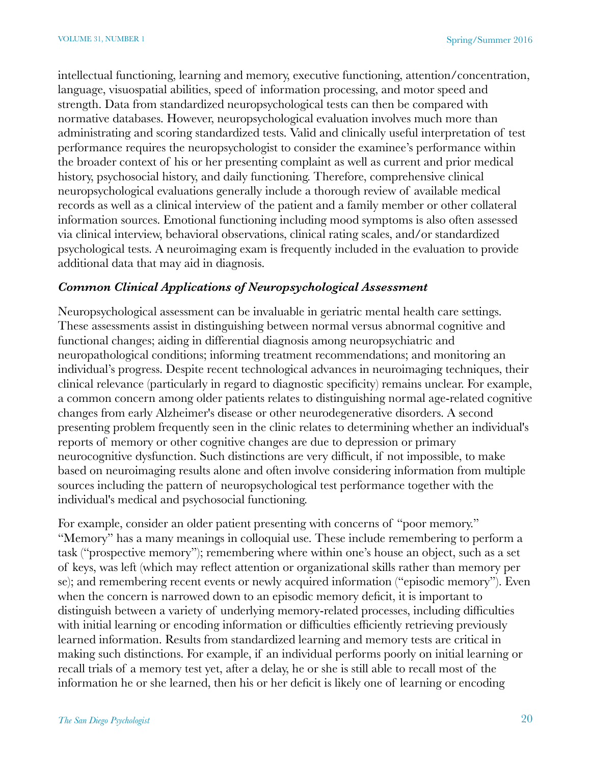intellectual functioning, learning and memory, executive functioning, attention/concentration, language, visuospatial abilities, speed of information processing, and motor speed and strength. Data from standardized neuropsychological tests can then be compared with normative databases. However, neuropsychological evaluation involves much more than administrating and scoring standardized tests. Valid and clinically useful interpretation of test performance requires the neuropsychologist to consider the examinee's performance within the broader context of his or her presenting complaint as well as current and prior medical history, psychosocial history, and daily functioning. Therefore, comprehensive clinical neuropsychological evaluations generally include a thorough review of available medical records as well as a clinical interview of the patient and a family member or other collateral information sources. Emotional functioning including mood symptoms is also often assessed via clinical interview, behavioral observations, clinical rating scales, and/or standardized psychological tests. A neuroimaging exam is frequently included in the evaluation to provide additional data that may aid in diagnosis.

### *Common Clinical Applications of Neuropsychological Assessment*

Neuropsychological assessment can be invaluable in geriatric mental health care settings. These assessments assist in distinguishing between normal versus abnormal cognitive and functional changes; aiding in differential diagnosis among neuropsychiatric and neuropathological conditions; informing treatment recommendations; and monitoring an individual's progress. Despite recent technological advances in neuroimaging techniques, their clinical relevance (particularly in regard to diagnostic specificity) remains unclear. For example, a common concern among older patients relates to distinguishing normal age-related cognitive changes from early Alzheimer's disease or other neurodegenerative disorders. A second presenting problem frequently seen in the clinic relates to determining whether an individual's reports of memory or other cognitive changes are due to depression or primary neurocognitive dysfunction. Such distinctions are very difficult, if not impossible, to make based on neuroimaging results alone and often involve considering information from multiple sources including the pattern of neuropsychological test performance together with the individual's medical and psychosocial functioning.

For example, consider an older patient presenting with concerns of "poor memory." "Memory" has a many meanings in colloquial use. These include remembering to perform a task ("prospective memory"); remembering where within one's house an object, such as a set of keys, was left (which may reflect attention or organizational skills rather than memory per se); and remembering recent events or newly acquired information ("episodic memory"). Even when the concern is narrowed down to an episodic memory deficit, it is important to distinguish between a variety of underlying memory-related processes, including difficulties with initial learning or encoding information or difficulties efficiently retrieving previously learned information. Results from standardized learning and memory tests are critical in making such distinctions. For example, if an individual performs poorly on initial learning or recall trials of a memory test yet, after a delay, he or she is still able to recall most of the information he or she learned, then his or her deficit is likely one of learning or encoding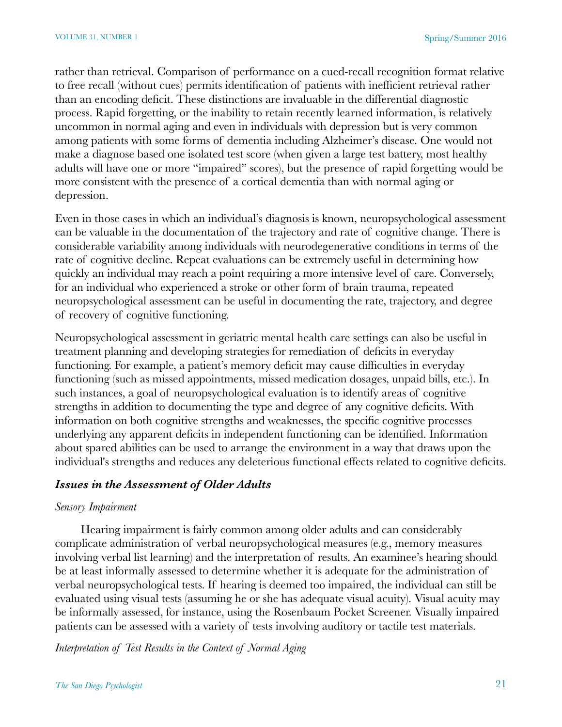rather than retrieval. Comparison of performance on a cued-recall recognition format relative to free recall (without cues) permits identification of patients with inefficient retrieval rather than an encoding deficit. These distinctions are invaluable in the differential diagnostic process. Rapid forgetting, or the inability to retain recently learned information, is relatively uncommon in normal aging and even in individuals with depression but is very common among patients with some forms of dementia including Alzheimer's disease. One would not make a diagnose based one isolated test score (when given a large test battery, most healthy adults will have one or more "impaired" scores), but the presence of rapid forgetting would be more consistent with the presence of a cortical dementia than with normal aging or depression.

Even in those cases in which an individual's diagnosis is known, neuropsychological assessment can be valuable in the documentation of the trajectory and rate of cognitive change. There is considerable variability among individuals with neurodegenerative conditions in terms of the rate of cognitive decline. Repeat evaluations can be extremely useful in determining how quickly an individual may reach a point requiring a more intensive level of care. Conversely, for an individual who experienced a stroke or other form of brain trauma, repeated neuropsychological assessment can be useful in documenting the rate, trajectory, and degree of recovery of cognitive functioning.

Neuropsychological assessment in geriatric mental health care settings can also be useful in treatment planning and developing strategies for remediation of deficits in everyday functioning. For example, a patient's memory deficit may cause difficulties in everyday functioning (such as missed appointments, missed medication dosages, unpaid bills, etc.). In such instances, a goal of neuropsychological evaluation is to identify areas of cognitive strengths in addition to documenting the type and degree of any cognitive deficits. With information on both cognitive strengths and weaknesses, the specific cognitive processes underlying any apparent deficits in independent functioning can be identified. Information about spared abilities can be used to arrange the environment in a way that draws upon the individual's strengths and reduces any deleterious functional effects related to cognitive deficits.

### ***Issues in the Assessment of Older Adults***

*Sensory Impairment*

Hearing impairment is fairly common among older adults and can considerably complicate administration of verbal neuropsychological measures (e.g., memory measures involving verbal list learning) and the interpretation of results. An examinee's hearing should be at least informally assessed to determine whether it is adequate for the administration of verbal neuropsychological tests. If hearing is deemed too impaired, the individual can still be evaluated using visual tests (assuming he or she has adequate visual acuity). Visual acuity may be informally assessed, for instance, using the Rosenbaum Pocket Screener. Visually impaired patients can be assessed with a variety of tests involving auditory or tactile test materials.

*Interpretation of Test Results in the Context of Normal Aging*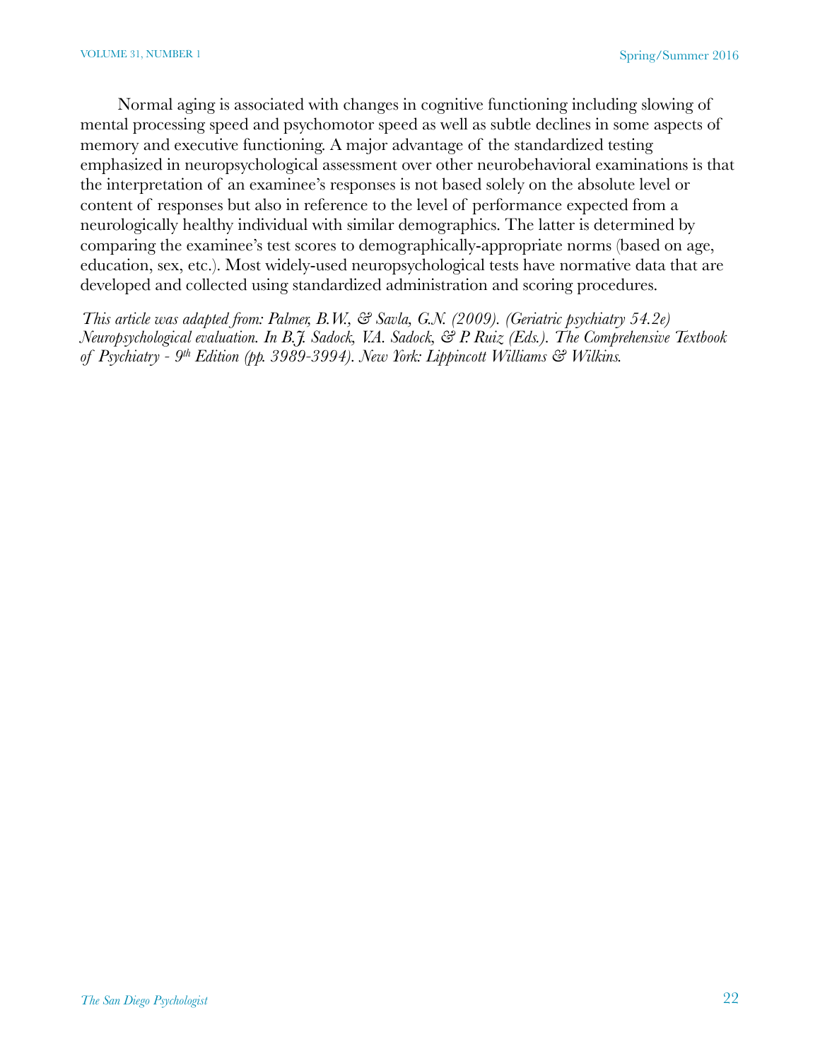Normal aging is associated with changes in cognitive functioning including slowing of mental processing speed and psychomotor speed as well as subtle declines in some aspects of memory and executive functioning. A major advantage of the standardized testing emphasized in neuropsychological assessment over other neurobehavioral examinations is that the interpretation of an examinee's responses is not based solely on the absolute level or content of responses but also in reference to the level of performance expected from a neurologically healthy individual with similar demographics. The latter is determined by comparing the examinee's test scores to demographically-appropriate norms (based on age, education, sex, etc.). Most widely-used neuropsychological tests have normative data that are developed and collected using standardized administration and scoring procedures.

*This article was adapted from: Palmer, B.W., & Savla, G.N. (2009). (Geriatric psychiatry 54.2e) Neuropsychological evaluation. In B.J. Sadock, V.A. Sadock, & P. Ruiz (Eds.). The Comprehensive Textbook of Psychiatry - 9th Edition (pp. 3989-3994). New York: Lippincott Williams & Wilkins.*